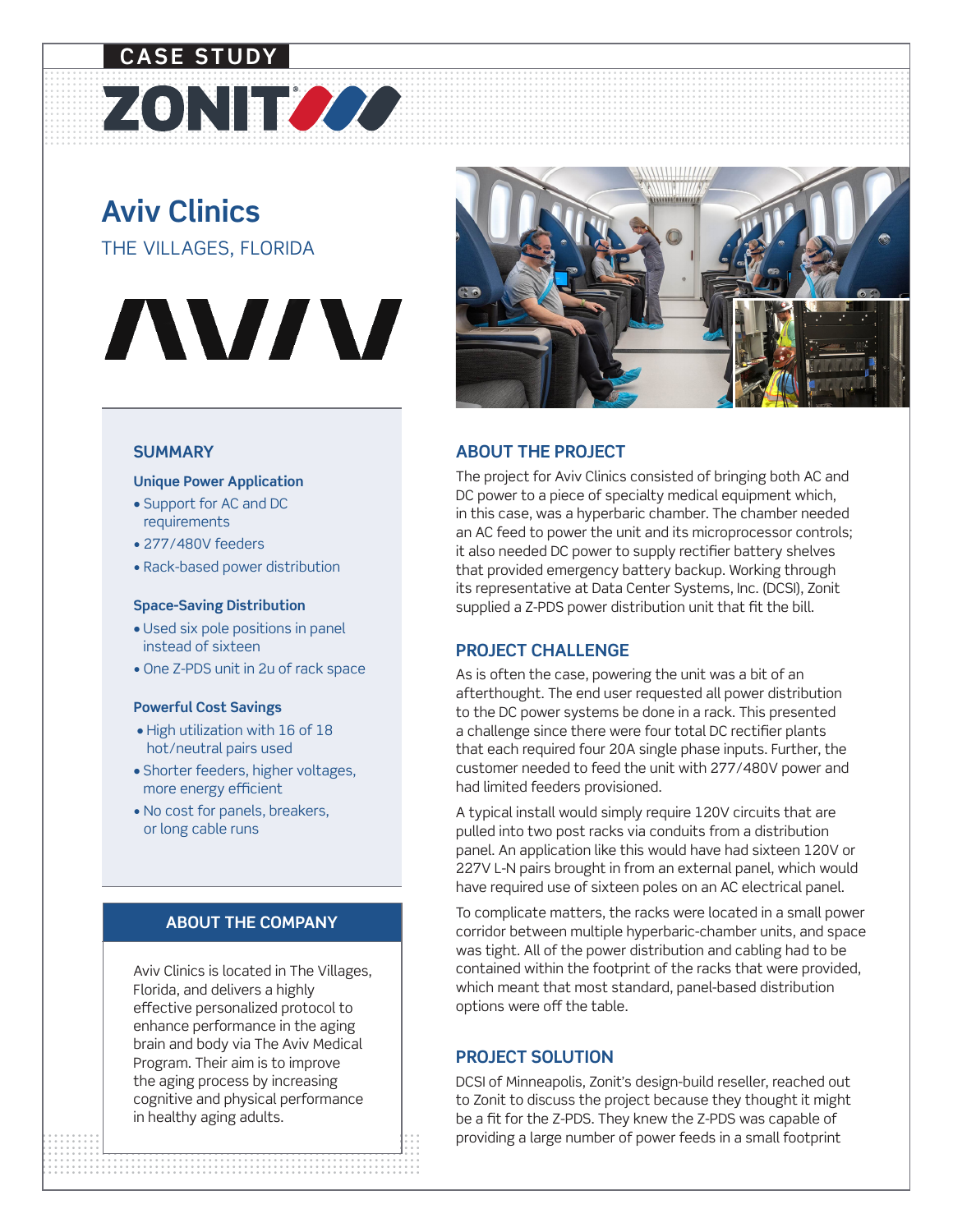CASE STUDY

ZONIT

# Aviv Clinics

THE VILLAGES, FLORIDA

AVIV

## SUMMARY

### Unique Power Application

- Support for AC and DC requirements
- 277/480V feeders
- Rack-based power distribution

### Space-Saving Distribution

- Used six pole positions in panel instead of sixteen
- One Z-PDS unit in 2u of rack space

### Powerful Cost Savings

- High utilization with 16 of 18 hot/neutral pairs used
- Shorter feeders, higher voltages, more energy efficient
- No cost for panels, breakers, or long cable runs

## ABOUT THE COMPANY

Aviv Clinics is located in The Villages, Florida, and delivers a highly effective personalized protocol to enhance performance in the aging brain and body via The Aviv Medical Program. Their aim is to improve the aging process by increasing cognitive and physical performance in healthy aging adults.

## ABOUT THE PROJECT

The project for Aviv Clinics consisted of bringing both AC and DC power to a piece of specialty medical equipment which, in this case, was a hyperbaric chamber. The chamber needed an AC feed to power the unit and its microprocessor controls; it also needed DC power to supply rectifier battery shelves that provided emergency battery backup. Working through its representative at Data Center Systems, Inc. (DCSI), Zonit supplied a Z-PDS power distribution unit that fit the bill.

## PROJECT CHALLENGE

As is often the case, powering the unit was a bit of an afterthought. The end user requested all power distribution to the DC power systems be done in a rack. This presented a challenge since there were four total DC rectifier plants that each required four 20A single phase inputs. Further, the customer needed to feed the unit with 277/480V power and had limited feeders provisioned.

A typical install would simply require 120V circuits that are pulled into two post racks via conduits from a distribution panel. An application like this would have had sixteen 120V or 227V L-N pairs brought in from an external panel, which would have required use of sixteen poles on an AC electrical panel.

To complicate matters, the racks were located in a small power corridor between multiple hyperbaric-chamber units, and space was tight. All of the power distribution and cabling had to be contained within the footprint of the racks that were provided, which meant that most standard, panel-based distribution options were off the table.

## PROJECT SOLUTION

DCSI of Minneapolis, Zonit's design-build reseller, reached out to Zonit to discuss the project because they thought it might be a fit for the Z-PDS. They knew the Z-PDS was capable of providing a large number of power feeds in a small footprint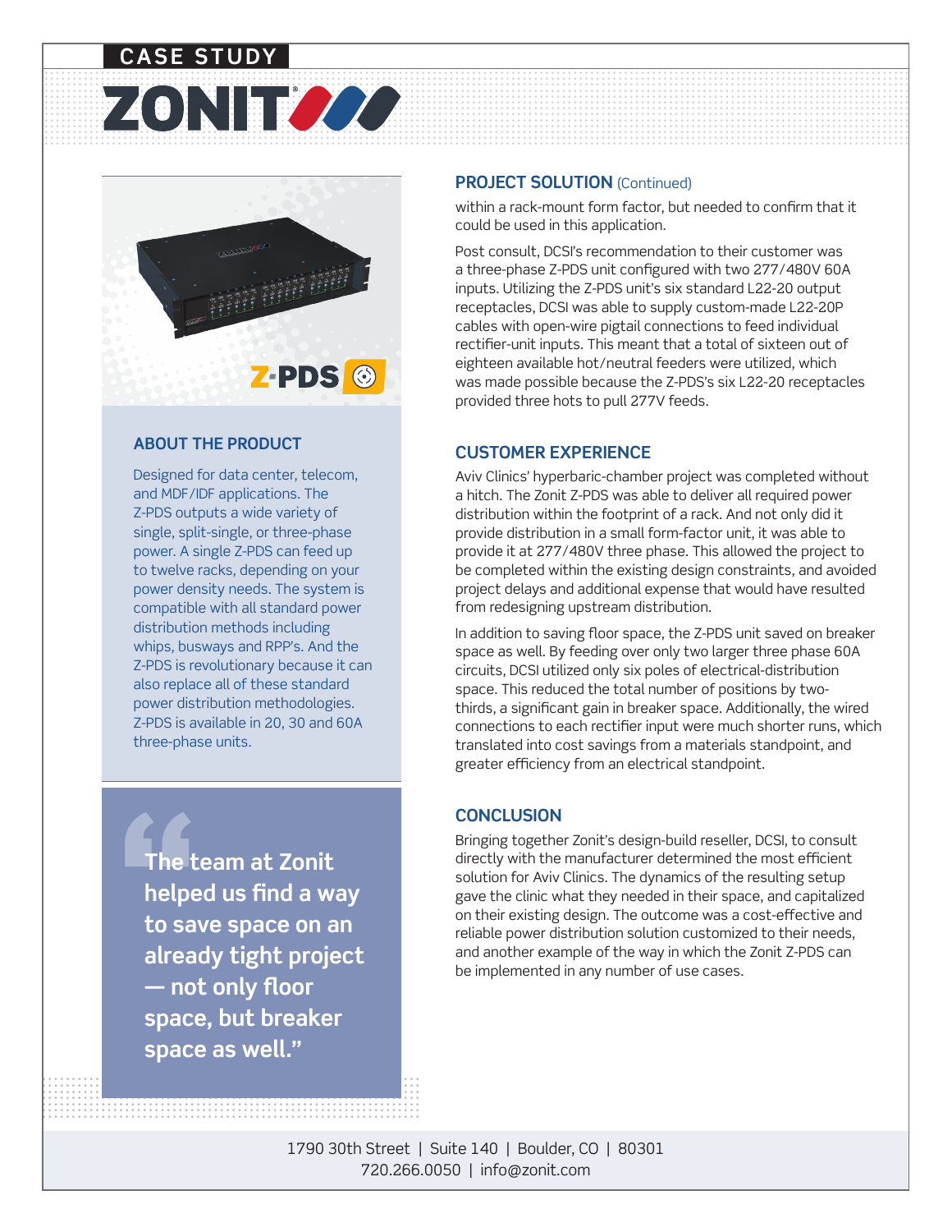CASE STUDY

# ZONIT

Z-PDS

## ABOUT THE PRODUCT

Designed for data center, telecom, and MDF/IDF applications. The Z-PDS outputs a wide variety of single, split-single, or three-phase power. A single Z-PDS can feed up to twelve racks, depending on your power density needs. The system is compatible with all standard power distribution methods including whips, busways and RPP's. And the Z-PDS is revolutionary because it can also replace all of these standard power distribution methodologies. Z-PDS is available in 20, 30 and 60A three-phase units.

> "The team at Zonit helped us find a way to save space on an already tight project — not only floor space, but breaker space as well."

## PROJECT SOLUTION (Continued)

within a rack-mount form factor, but needed to confirm that it could be used in this application.

Post consult, DCSI's recommendation to their customer was a three-phase Z-PDS unit configured with two 277/480V 60A inputs. Utilizing the Z-PDS unit's six standard L22-20 output receptacles, DCSI was able to supply custom-made L22-20P cables with open-wire pigtail connections to feed individual rectifier-unit inputs. This meant that a total of sixteen out of eighteen available hot/neutral feeders were utilized, which was made possible because the Z-PDS's six L22-20 receptacles provided three hots to pull 277V feeds.

## CUSTOMER EXPERIENCE

Aviv Clinics' hyperbaric-chamber project was completed without a hitch. The Zonit Z-PDS was able to deliver all required power distribution within the footprint of a rack. And not only did it provide distribution in a small form-factor unit, it was able to provide it at 277/480V three phase. This allowed the project to be completed within the existing design constraints, and avoided project delays and additional expense that would have resulted from redesigning upstream distribution.

In addition to saving floor space, the Z-PDS unit saved on breaker space as well. By feeding over only two larger three phase 60A circuits, DCSI utilized only six poles of electrical-distribution space. This reduced the total number of positions by two-thirds, a significant gain in breaker space. Additionally, the wired connections to each rectifier input were much shorter runs, which translated into cost savings from a materials standpoint, and greater efficiency from an electrical standpoint.

## CONCLUSION

Bringing together Zonit's design-build reseller, DCSI, to consult directly with the manufacturer determined the most efficient solution for Aviv Clinics. The dynamics of the resulting setup gave the clinic what they needed in their space, and capitalized on their existing design. The outcome was a cost-effective and reliable power distribution solution customized to their needs, and another example of the way in which the Zonit Z-PDS can be implemented in any number of use cases.

1790 30th Street | Suite 140 | Boulder, CO | 80301
720.266.0050 | info@zonit.com